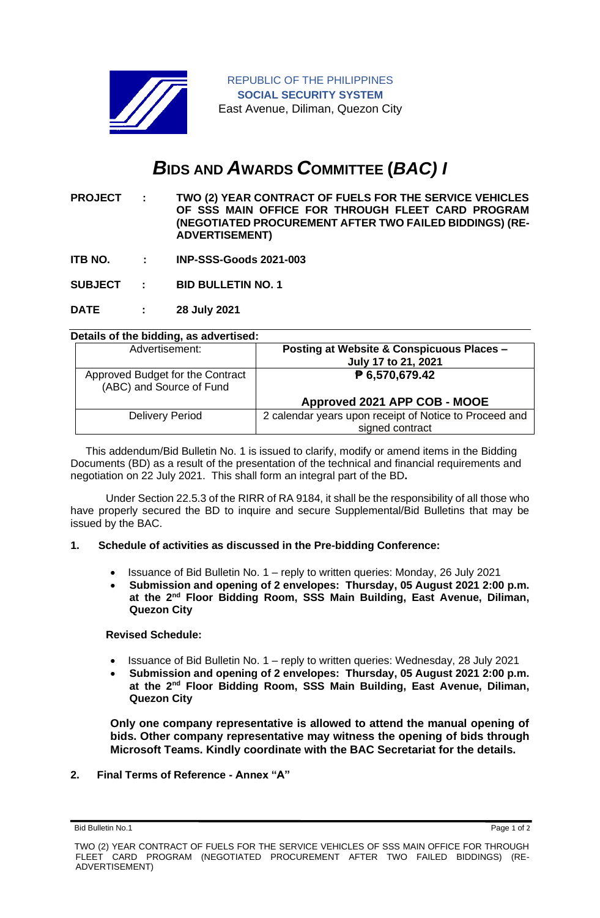REPUBLIC OF THE PHILIPPINES
**SOCIAL SECURITY SYSTEM**
East Avenue, Diliman, Quezon City

# *B*IDS AND *A*WARDS *C*OMMITTEE (*BAC) I*

**PROJECT : TWO (2) YEAR CONTRACT OF FUELS FOR THE SERVICE VEHICLES OF SSS MAIN OFFICE FOR THROUGH FLEET CARD PROGRAM (NEGOTIATED PROCUREMENT AFTER TWO FAILED BIDDINGS) (RE-ADVERTISEMENT)**

**ITB NO. : INP-SSS-Goods 2021-003**

**SUBJECT : BID BULLETIN NO. 1**

**DATE : 28 July 2021**

**Details of the bidding, as advertised:**

| Advertisement: | **Posting at Website & Conspicuous Places – July 17 to 21, 2021** |
|---|---|
| Approved Budget for the Contract (ABC) and Source of Fund | **₱ 6,570,679.42**<br><br>**Approved 2021 APP COB - MOOE** |
| Delivery Period | 2 calendar years upon receipt of Notice to Proceed and signed contract |

This addendum/Bid Bulletin No. 1 is issued to clarify, modify or amend items in the Bidding Documents (BD) as a result of the presentation of the technical and financial requirements and negotiation on 22 July 2021. This shall form an integral part of the BD**.**

Under Section 22.5.3 of the RIRR of RA 9184, it shall be the responsibility of all those who have properly secured the BD to inquire and secure Supplemental/Bid Bulletins that may be issued by the BAC.

**1. Schedule of activities as discussed in the Pre-bidding Conference:**

- Issuance of Bid Bulletin No. 1 – reply to written queries: Monday, 26 July 2021
- **Submission and opening of 2 envelopes: Thursday, 05 August 2021 2:00 p.m. at the 2nd Floor Bidding Room, SSS Main Building, East Avenue, Diliman, Quezon City**

**Revised Schedule:**

- Issuance of Bid Bulletin No. 1 – reply to written queries: Wednesday, 28 July 2021
- **Submission and opening of 2 envelopes: Thursday, 05 August 2021 2:00 p.m. at the 2nd Floor Bidding Room, SSS Main Building, East Avenue, Diliman, Quezon City**

**Only one company representative is allowed to attend the manual opening of bids. Other company representative may witness the opening of bids through Microsoft Teams. Kindly coordinate with the BAC Secretariat for the details.**

**2. Final Terms of Reference - Annex "A"**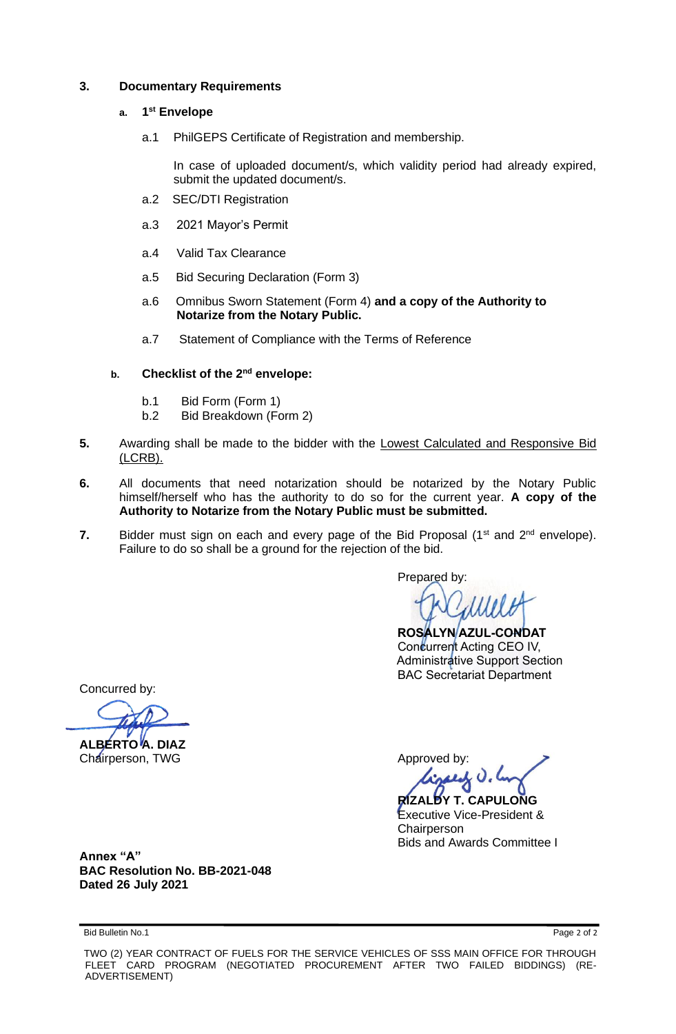**3. Documentary Requirements**

**a. 1st Envelope**

a.1 PhilGEPS Certificate of Registration and membership.

In case of uploaded document/s, which validity period had already expired, submit the updated document/s.

a.2 SEC/DTI Registration

a.3 2021 Mayor's Permit

a.4 Valid Tax Clearance

a.5 Bid Securing Declaration (Form 3)

a.6 Omnibus Sworn Statement (Form 4) **and a copy of the Authority to Notarize from the Notary Public.**

a.7 Statement of Compliance with the Terms of Reference

**b. Checklist of the 2nd envelope:**

b.1 Bid Form (Form 1)
b.2 Bid Breakdown (Form 2)

**5.** Awarding shall be made to the bidder with the Lowest Calculated and Responsive Bid (LCRB).

**6.** All documents that need notarization should be notarized by the Notary Public himself/herself who has the authority to do so for the current year. **A copy of the Authority to Notarize from the Notary Public must be submitted.**

**7.** Bidder must sign on each and every page of the Bid Proposal (1st and 2nd envelope). Failure to do so shall be a ground for the rejection of the bid.

Prepared by:

**ROSALYN AZUL-CONDAT**
Concurrent Acting CEO IV,
Administrative Support Section
BAC Secretariat Department

Concurred by:

**ALBERTO A. DIAZ**
Chairperson, TWG

Approved by:

**RIZALDY T. CAPULONG**
Executive Vice-President &
Chairperson
Bids and Awards Committee I

**Annex "A"**
**BAC Resolution No. BB-2021-048**
**Dated 26 July 2021**

Bid Bulletin No.1

TWO (2) YEAR CONTRACT OF FUELS FOR THE SERVICE VEHICLES OF SSS MAIN OFFICE FOR THROUGH FLEET CARD PROGRAM (NEGOTIATED PROCUREMENT AFTER TWO FAILED BIDDINGS) (RE-ADVERTISEMENT)